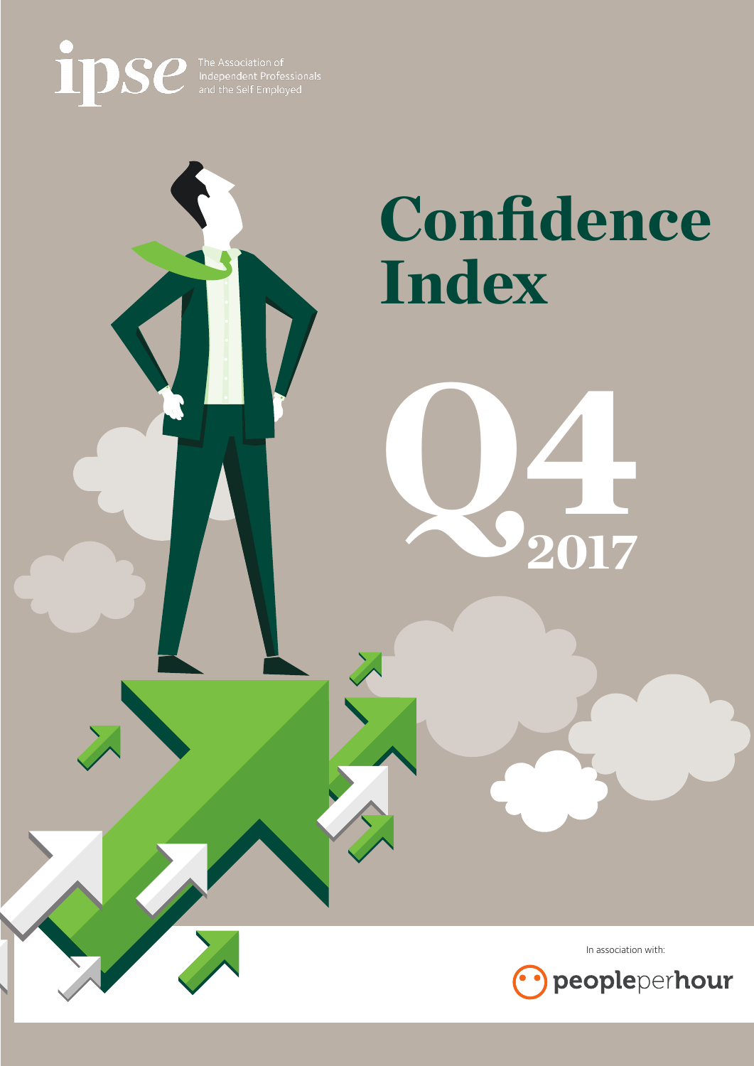ipse The Association of Independent Professionals and the Self Employed

# Confidence Index

# Q4 2017

In association with: peopleperhour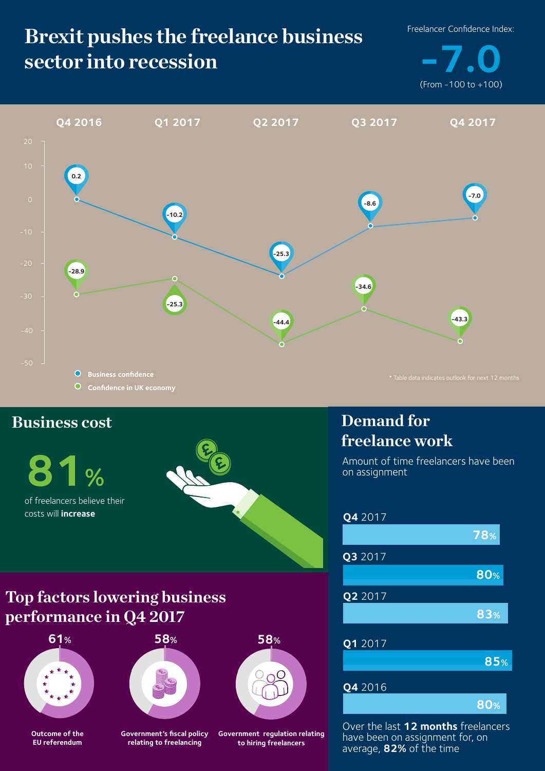# Brexit pushes the freelance business sector into recession

Freelancer Confidence Index:

**-7.0**

(From -100 to +100)

Q4 2016
Q1 2017
Q2 2017
Q3 2017
Q4 2017

20
10
0
-10
-20
-30
-40
-50

0.2
-10.2
-25.3
-8.6
-7.0

-28.9
-25.3
-44.4
-34.6
-43.3

Business confidence
Confidence in UK economy

* Table data indicates outlook for next 12 months

## Business cost

**81%**

of freelancers believe their costs will **increase**

## Demand for freelance work

Amount of time freelancers have been on assignment

**Q4** 2017
78%

**Q3** 2017
80%

**Q2** 2017
83%

**Q1** 2017
85%

**Q4** 2016
80%

Over the last **12 months** freelancers have been on assignment for, on average, **82%** of the time

## Top factors lowering business performance in Q4 2017

**61%**
Outcome of the EU referendum

**58%**
Government's fiscal policy relating to freelancing

**58%**
Government regulation relating to hiring freelancers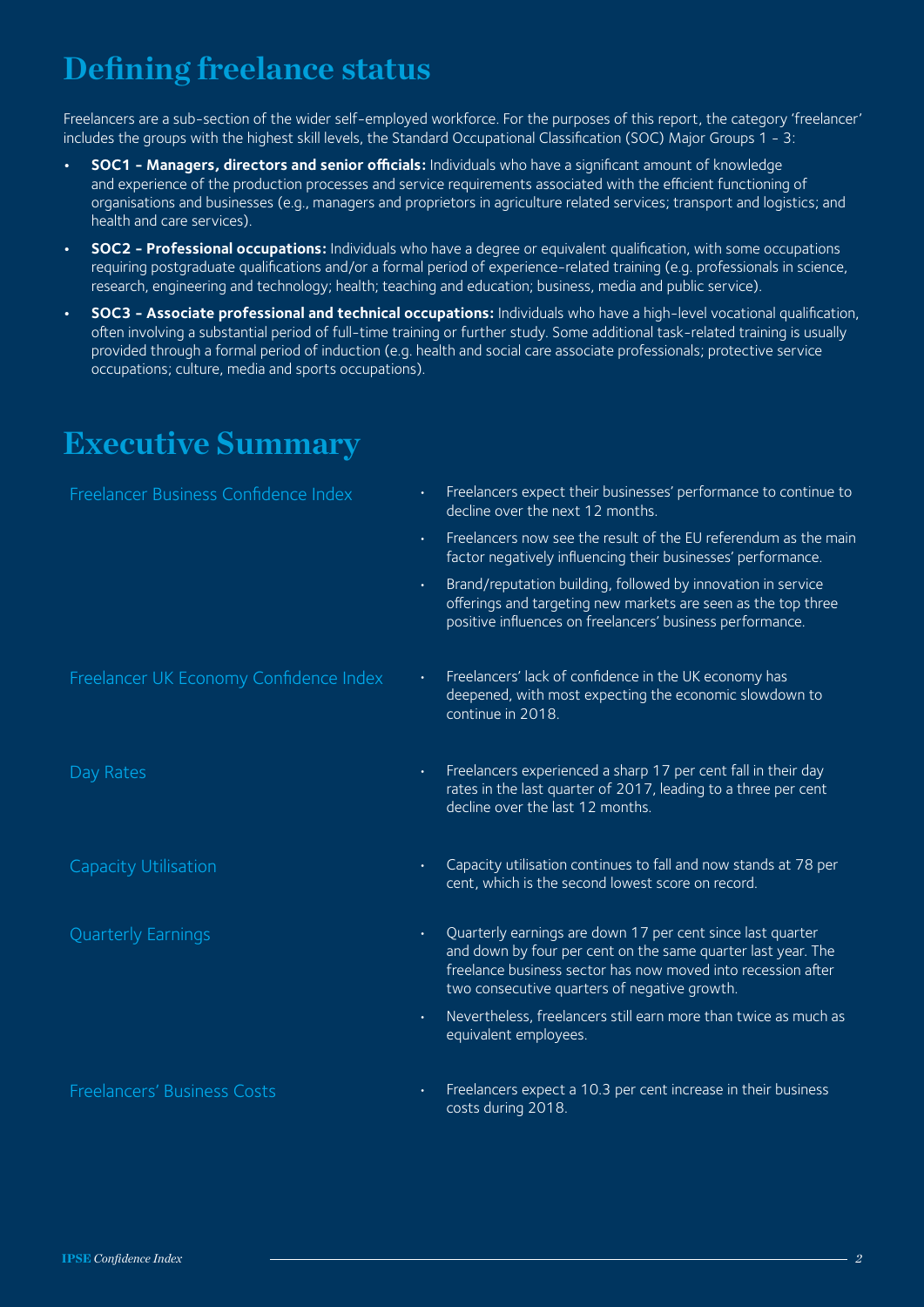# Defining freelance status

Freelancers are a sub-section of the wider self-employed workforce. For the purposes of this report, the category 'freelancer' includes the groups with the highest skill levels, the Standard Occupational Classification (SOC) Major Groups 1 - 3:

- **SOC1 - Managers, directors and senior officials:** Individuals who have a significant amount of knowledge and experience of the production processes and service requirements associated with the efficient functioning of organisations and businesses (e.g., managers and proprietors in agriculture related services; transport and logistics; and health and care services).
- **SOC2 - Professional occupations:** Individuals who have a degree or equivalent qualification, with some occupations requiring postgraduate qualifications and/or a formal period of experience-related training (e.g. professionals in science, research, engineering and technology; health; teaching and education; business, media and public service).
- **SOC3 - Associate professional and technical occupations:** Individuals who have a high-level vocational qualification, often involving a substantial period of full-time training or further study. Some additional task-related training is usually provided through a formal period of induction (e.g. health and social care associate professionals; protective service occupations; culture, media and sports occupations).

# Executive Summary

## Freelancer Business Confidence Index

- Freelancers expect their businesses' performance to continue to decline over the next 12 months.
- Freelancers now see the result of the EU referendum as the main factor negatively influencing their businesses' performance.
- Brand/reputation building, followed by innovation in service offerings and targeting new markets are seen as the top three positive influences on freelancers' business performance.

## Freelancer UK Economy Confidence Index

- Freelancers' lack of confidence in the UK economy has deepened, with most expecting the economic slowdown to continue in 2018.

## Day Rates

- Freelancers experienced a sharp 17 per cent fall in their day rates in the last quarter of 2017, leading to a three per cent decline over the last 12 months.

## Capacity Utilisation

- Capacity utilisation continues to fall and now stands at 78 per cent, which is the second lowest score on record.

## Quarterly Earnings

- Quarterly earnings are down 17 per cent since last quarter and down by four per cent on the same quarter last year. The freelance business sector has now moved into recession after two consecutive quarters of negative growth.
- Nevertheless, freelancers still earn more than twice as much as equivalent employees.

## Freelancers' Business Costs

- Freelancers expect a 10.3 per cent increase in their business costs during 2018.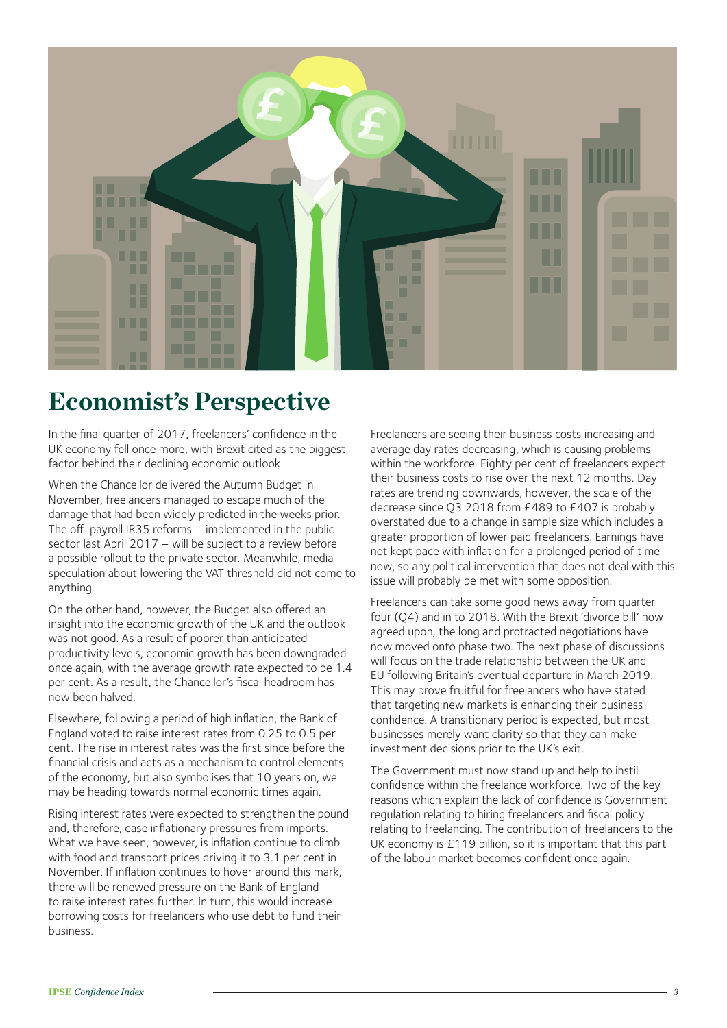## Economist's Perspective

In the final quarter of 2017, freelancers' confidence in the UK economy fell once more, with Brexit cited as the biggest factor behind their declining economic outlook.

When the Chancellor delivered the Autumn Budget in November, freelancers managed to escape much of the damage that had been widely predicted in the weeks prior. The off-payroll IR35 reforms – implemented in the public sector last April 2017 – will be subject to a review before a possible rollout to the private sector. Meanwhile, media speculation about lowering the VAT threshold did not come to anything.

On the other hand, however, the Budget also offered an insight into the economic growth of the UK and the outlook was not good. As a result of poorer than anticipated productivity levels, economic growth has been downgraded once again, with the average growth rate expected to be 1.4 per cent. As a result, the Chancellor's fiscal headroom has now been halved.

Elsewhere, following a period of high inflation, the Bank of England voted to raise interest rates from 0.25 to 0.5 per cent. The rise in interest rates was the first since before the financial crisis and acts as a mechanism to control elements of the economy, but also symbolises that 10 years on, we may be heading towards normal economic times again.

Rising interest rates were expected to strengthen the pound and, therefore, ease inflationary pressures from imports. What we have seen, however, is inflation continue to climb with food and transport prices driving it to 3.1 per cent in November. If inflation continues to hover around this mark, there will be renewed pressure on the Bank of England to raise interest rates further. In turn, this would increase borrowing costs for freelancers who use debt to fund their business.

Freelancers are seeing their business costs increasing and average day rates decreasing, which is causing problems within the workforce. Eighty per cent of freelancers expect their business costs to rise over the next 12 months. Day rates are trending downwards, however, the scale of the decrease since Q3 2018 from £489 to £407 is probably overstated due to a change in sample size which includes a greater proportion of lower paid freelancers. Earnings have not kept pace with inflation for a prolonged period of time now, so any political intervention that does not deal with this issue will probably be met with some opposition.

Freelancers can take some good news away from quarter four (Q4) and in to 2018. With the Brexit 'divorce bill' now agreed upon, the long and protracted negotiations have now moved onto phase two. The next phase of discussions will focus on the trade relationship between the UK and EU following Britain's eventual departure in March 2019. This may prove fruitful for freelancers who have stated that targeting new markets is enhancing their business confidence. A transitionary period is expected, but most businesses merely want clarity so that they can make investment decisions prior to the UK's exit.

The Government must now stand up and help to instil confidence within the freelance workforce. Two of the key reasons which explain the lack of confidence is Government regulation relating to hiring freelancers and fiscal policy relating to freelancing. The contribution of freelancers to the UK economy is £119 billion, so it is important that this part of the labour market becomes confident once again.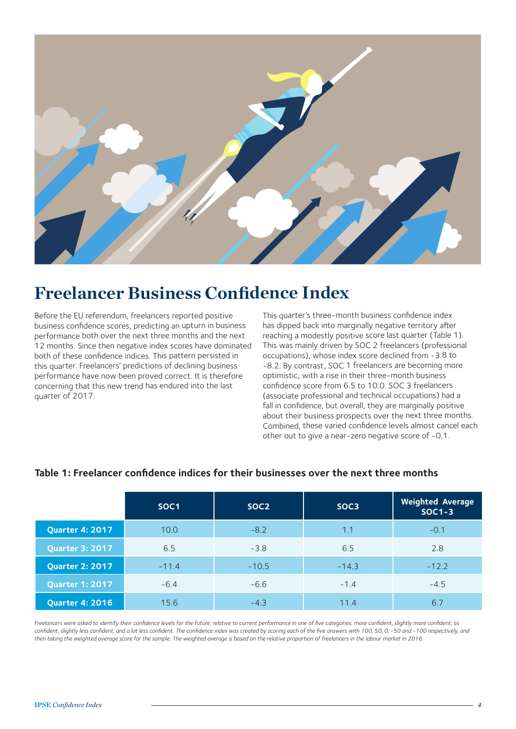# Freelancer Business Confidence Index

Before the EU referendum, freelancers reported positive business confidence scores, predicting an upturn in business performance both over the next three months and the next 12 months. Since then negative index scores have dominated both of these confidence indices. This pattern persisted in this quarter. Freelancers' predictions of declining business performance have now been proved correct. It is therefore concerning that this new trend has endured into the last quarter of 2017.

This quarter's three-month business confidence index has dipped back into marginally negative territory after reaching a modestly positive score last quarter (Table 1). This was mainly driven by SOC 2 freelancers (professional occupations), whose index score declined from -3.8 to -8.2. By contrast, SOC 1 freelancers are becoming more optimistic, with a rise in their three-month business confidence score from 6.5 to 10.0. SOC 3 freelancers (associate professional and technical occupations) had a fall in confidence, but overall, they are marginally positive about their business prospects over the next three months. Combined, these varied confidence levels almost cancel each other out to give a near-zero negative score of -0.1.

### Table 1: Freelancer confidence indices for their businesses over the next three months

| | SOC1 | SOC2 | SOC3 | Weighted Average SOC1-3 |
|---|---|---|---|---|
| Quarter 4: 2017 | 10.0 | -8.2 | 1.1 | -0.1 |
| Quarter 3: 2017 | 6.5 | -3.8 | 6.5 | 2.8 |
| Quarter 2: 2017 | -11.4 | -10.5 | -14.3 | -12.2 |
| Quarter 1: 2017 | -6.4 | -6.6 | -1.4 | -4.5 |
| Quarter 4: 2016 | 15.6 | -4.3 | 11.4 | 6.7 |

*Freelancers were asked to identify their confidence levels for the future, relative to current performance in one of five categories: more confident, slightly more confident, as confident, slightly less confident, and a lot less confident. The confidence index was created by scoring each of the five answers with 100, 50, 0, -50 and -100 respectively, and then taking the weighted average score for the sample. The weighted average is based on the relative proportion of freelancers in the labour market in 2016.*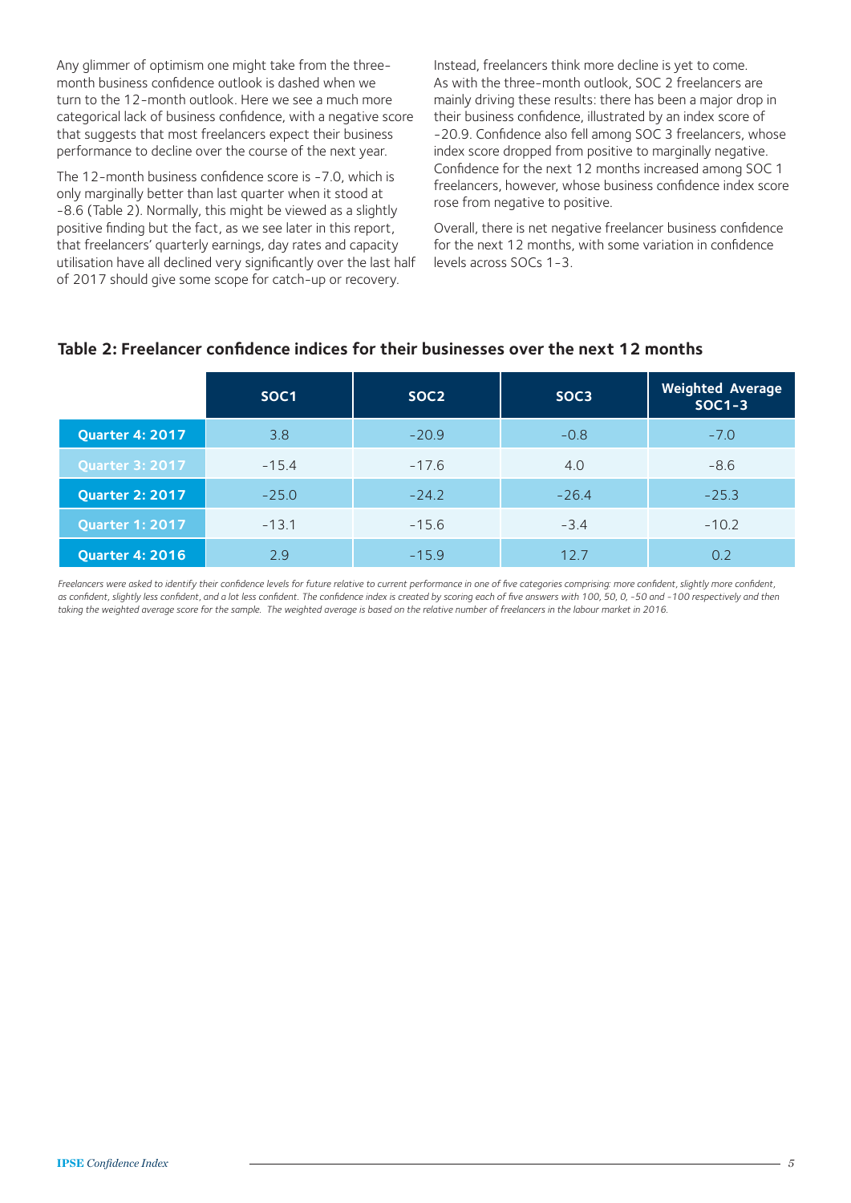Any glimmer of optimism one might take from the three-month business confidence outlook is dashed when we turn to the 12-month outlook. Here we see a much more categorical lack of business confidence, with a negative score that suggests that most freelancers expect their business performance to decline over the course of the next year.

The 12-month business confidence score is -7.0, which is only marginally better than last quarter when it stood at -8.6 (Table 2). Normally, this might be viewed as a slightly positive finding but the fact, as we see later in this report, that freelancers' quarterly earnings, day rates and capacity utilisation have all declined very significantly over the last half of 2017 should give some scope for catch-up or recovery.

Instead, freelancers think more decline is yet to come. As with the three-month outlook, SOC 2 freelancers are mainly driving these results: there has been a major drop in their business confidence, illustrated by an index score of -20.9. Confidence also fell among SOC 3 freelancers, whose index score dropped from positive to marginally negative. Confidence for the next 12 months increased among SOC 1 freelancers, however, whose business confidence index score rose from negative to positive.

Overall, there is net negative freelancer business confidence for the next 12 months, with some variation in confidence levels across SOCs 1-3.

## Table 2: Freelancer confidence indices for their businesses over the next 12 months

| | SOC1 | SOC2 | SOC3 | Weighted Average SOC1-3 |
|---|---|---|---|---|
| Quarter 4: 2017 | 3.8 | -20.9 | -0.8 | -7.0 |
| Quarter 3: 2017 | -15.4 | -17.6 | 4.0 | -8.6 |
| Quarter 2: 2017 | -25.0 | -24.2 | -26.4 | -25.3 |
| Quarter 1: 2017 | -13.1 | -15.6 | -3.4 | -10.2 |
| Quarter 4: 2016 | 2.9 | -15.9 | 12.7 | 0.2 |

*Freelancers were asked to identify their confidence levels for future relative to current performance in one of five categories comprising: more confident, slightly more confident, as confident, slightly less confident, and a lot less confident. The confidence index is created by scoring each of five answers with 100, 50, 0, -50 and -100 respectively and then taking the weighted average score for the sample. The weighted average is based on the relative number of freelancers in the labour market in 2016.*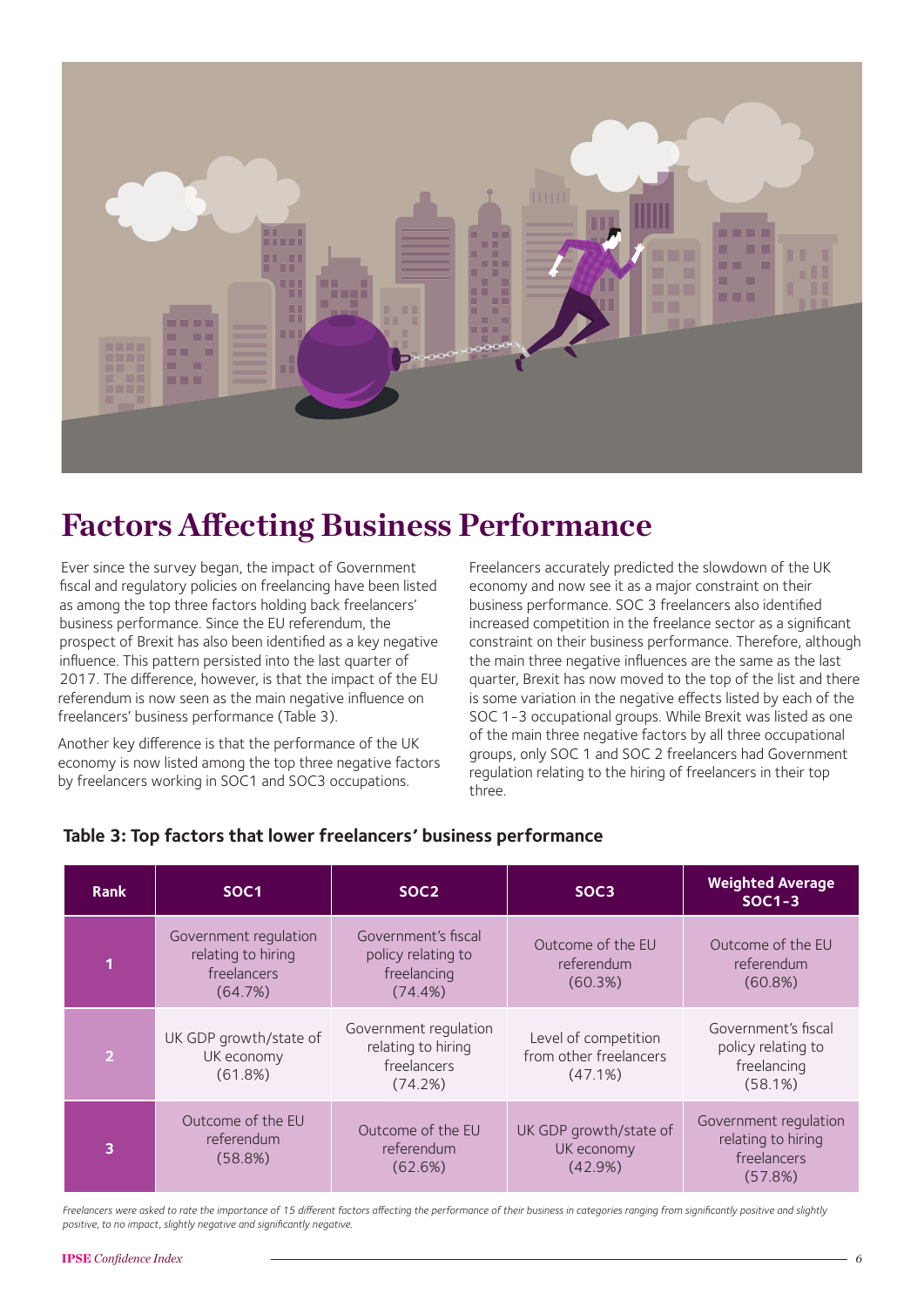# Factors Affecting Business Performance

Ever since the survey began, the impact of Government fiscal and regulatory policies on freelancing have been listed as among the top three factors holding back freelancers' business performance. Since the EU referendum, the prospect of Brexit has also been identified as a key negative influence. This pattern persisted into the last quarter of 2017. The difference, however, is that the impact of the EU referendum is now seen as the main negative influence on freelancers' business performance (Table 3).

Another key difference is that the performance of the UK economy is now listed among the top three negative factors by freelancers working in SOC1 and SOC3 occupations.

Freelancers accurately predicted the slowdown of the UK economy and now see it as a major constraint on their business performance. SOC 3 freelancers also identified increased competition in the freelance sector as a significant constraint on their business performance. Therefore, although the main three negative influences are the same as the last quarter, Brexit has now moved to the top of the list and there is some variation in the negative effects listed by each of the SOC 1-3 occupational groups. While Brexit was listed as one of the main three negative factors by all three occupational groups, only SOC 1 and SOC 2 freelancers had Government regulation relating to the hiring of freelancers in their top three.

**Table 3: Top factors that lower freelancers' business performance**

| Rank | SOC1 | SOC2 | SOC3 | Weighted Average SOC1-3 |
|---|---|---|---|---|
| 1 | Government regulation relating to hiring freelancers (64.7%) | Government's fiscal policy relating to freelancing (74.4%) | Outcome of the EU referendum (60.3%) | Outcome of the EU referendum (60.8%) |
| 2 | UK GDP growth/state of UK economy (61.8%) | Government regulation relating to hiring freelancers (74.2%) | Level of competition from other freelancers (47.1%) | Government's fiscal policy relating to freelancing (58.1%) |
| 3 | Outcome of the EU referendum (58.8%) | Outcome of the EU referendum (62.6%) | UK GDP growth/state of UK economy (42.9%) | Government regulation relating to hiring freelancers (57.8%) |

*Freelancers were asked to rate the importance of 15 different factors affecting the performance of their business in categories ranging from significantly positive and slightly positive, to no impact, slightly negative and significantly negative.*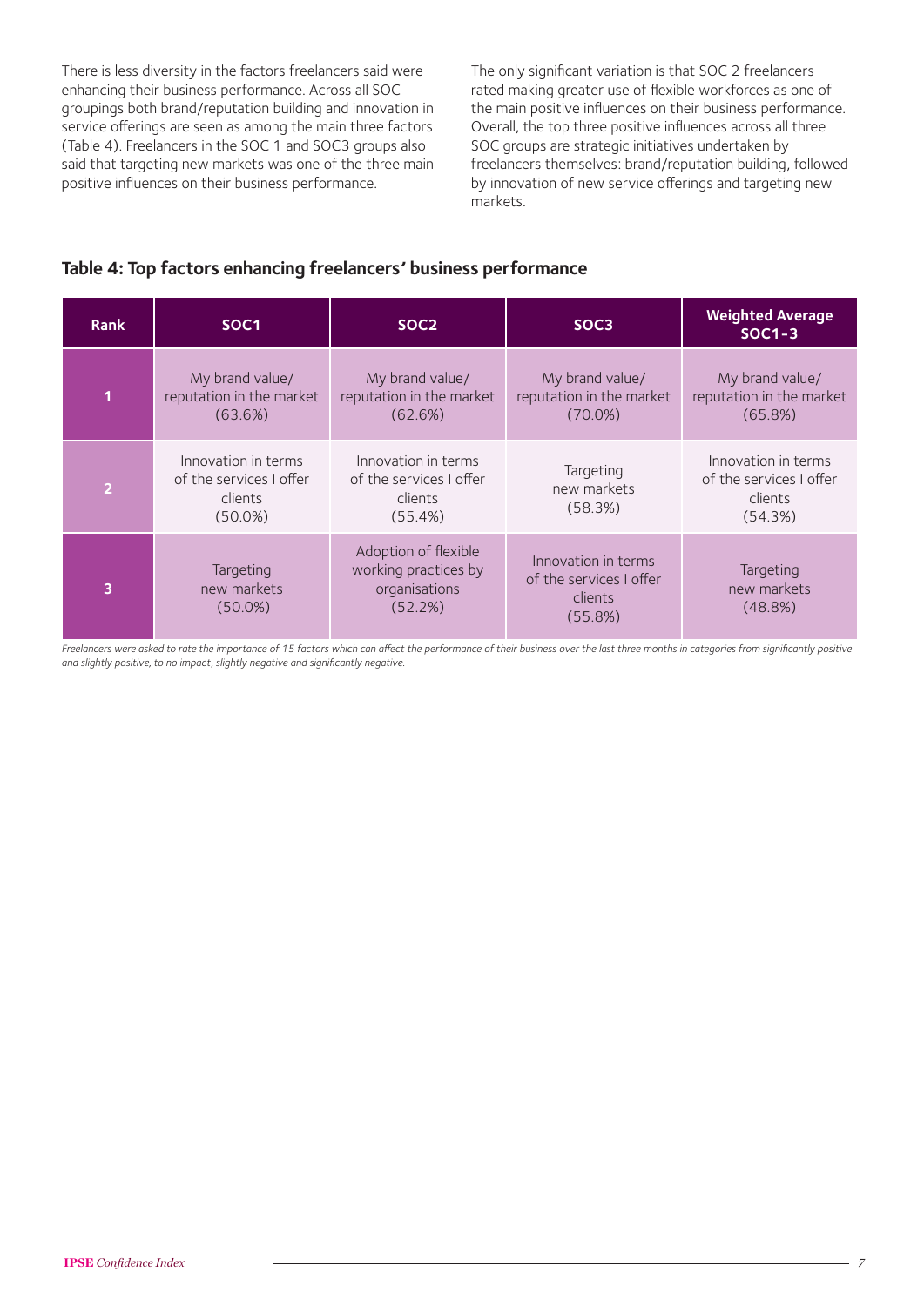There is less diversity in the factors freelancers said were enhancing their business performance. Across all SOC groupings both brand/reputation building and innovation in service offerings are seen as among the main three factors (Table 4). Freelancers in the SOC 1 and SOC3 groups also said that targeting new markets was one of the three main positive influences on their business performance.

The only significant variation is that SOC 2 freelancers rated making greater use of flexible workforces as one of the main positive influences on their business performance. Overall, the top three positive influences across all three SOC groups are strategic initiatives undertaken by freelancers themselves: brand/reputation building, followed by innovation of new service offerings and targeting new markets.

### Table 4: Top factors enhancing freelancers' business performance

| Rank | SOC1 | SOC2 | SOC3 | Weighted Average SOC1-3 |
|---|---|---|---|---|
| 1 | My brand value/ reputation in the market (63.6%) | My brand value/ reputation in the market (62.6%) | My brand value/ reputation in the market (70.0%) | My brand value/ reputation in the market (65.8%) |
| 2 | Innovation in terms of the services I offer clients (50.0%) | Innovation in terms of the services I offer clients (55.4%) | Targeting new markets (58.3%) | Innovation in terms of the services I offer clients (54.3%) |
| 3 | Targeting new markets (50.0%) | Adoption of flexible working practices by organisations (52.2%) | Innovation in terms of the services I offer clients (55.8%) | Targeting new markets (48.8%) |

*Freelancers were asked to rate the importance of 15 factors which can affect the performance of their business over the last three months in categories from significantly positive and slightly positive, to no impact, slightly negative and significantly negative.*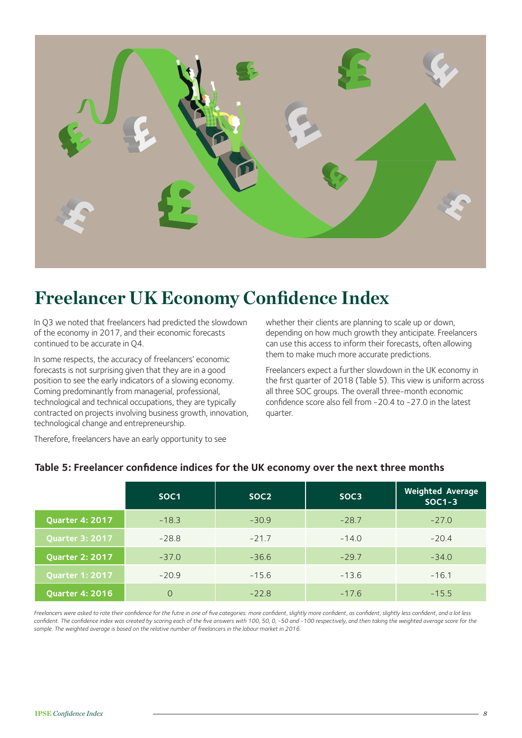# Freelancer UK Economy Confidence Index

In Q3 we noted that freelancers had predicted the slowdown of the economy in 2017, and their economic forecasts continued to be accurate in Q4.

In some respects, the accuracy of freelancers' economic forecasts is not surprising given that they are in a good position to see the early indicators of a slowing economy. Coming predominantly from managerial, professional, technological and technical occupations, they are typically contracted on projects involving business growth, innovation, technological change and entrepreneurship.

Therefore, freelancers have an early opportunity to see whether their clients are planning to scale up or down, depending on how much growth they anticipate. Freelancers can use this access to inform their forecasts, often allowing them to make much more accurate predictions.

Freelancers expect a further slowdown in the UK economy in the first quarter of 2018 (Table 5). This view is uniform across all three SOC groups. The overall three-month economic confidence score also fell from -20.4 to -27.0 in the latest quarter.

### Table 5: Freelancer confidence indices for the UK economy over the next three months

| | SOC1 | SOC2 | SOC3 | Weighted Average SOC1-3 |
|---|---|---|---|---|
| Quarter 4: 2017 | -18.3 | -30.9 | -28.7 | -27.0 |
| Quarter 3: 2017 | -28.8 | -21.7 | -14.0 | -20.4 |
| Quarter 2: 2017 | -37.0 | -36.6 | -29.7 | -34.0 |
| Quarter 1: 2017 | -20.9 | -15.6 | -13.6 | -16.1 |
| Quarter 4: 2016 | 0 | -22.8 | -17.6 | -15.5 |

*Freelancers were asked to rate their confidence for the futre in one of five categories: more confident, slightly more confident, as confident, slightly less confident, and a lot less confident. The confidence index was created by scoring each of the five answers with 100, 50, 0, -50 and -100 respectively, and then taking the weighted average score for the sample. The weighted average is based on the relative number of freelancers in the labour market in 2016.*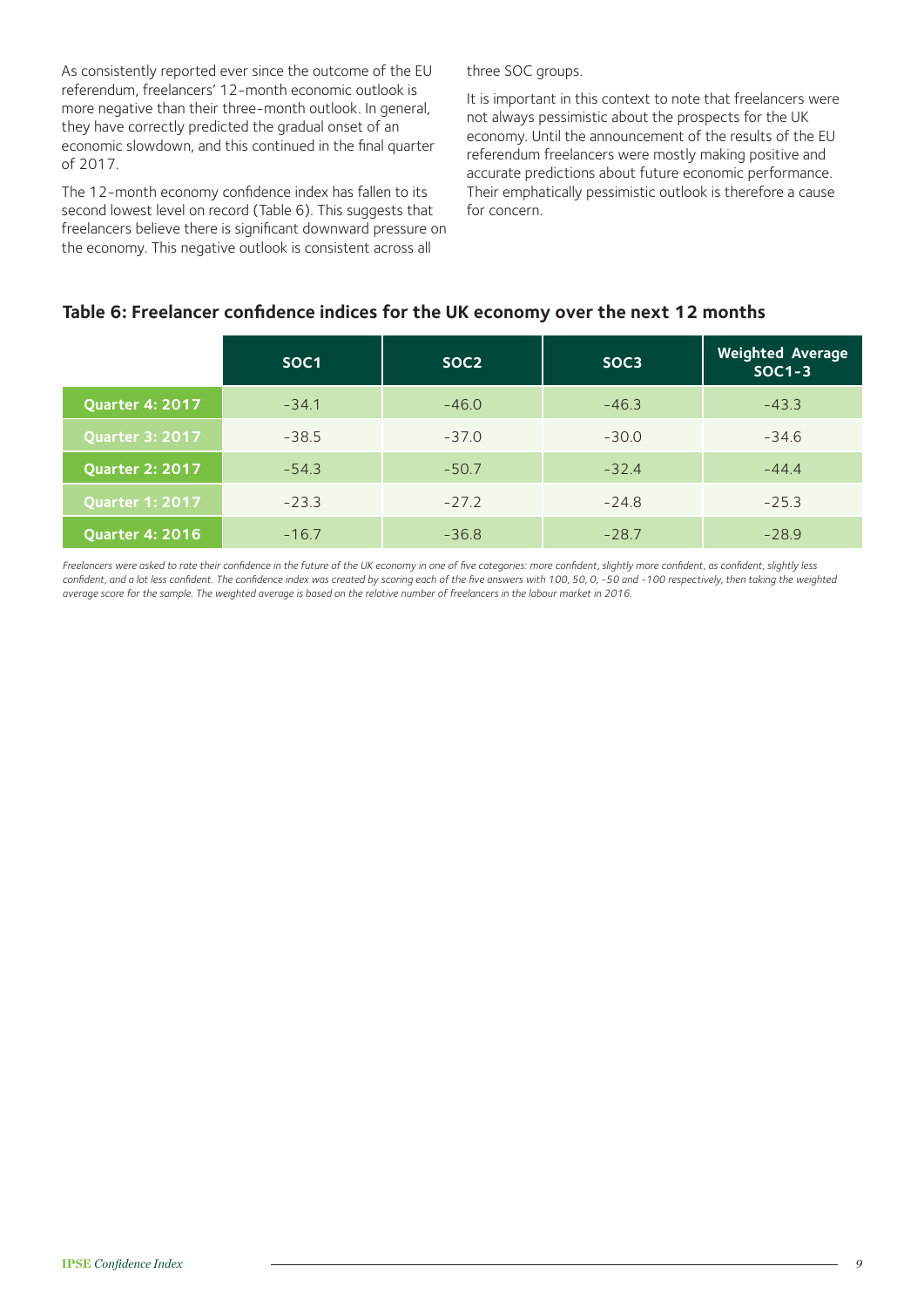As consistently reported ever since the outcome of the EU referendum, freelancers' 12-month economic outlook is more negative than their three-month outlook. In general, they have correctly predicted the gradual onset of an economic slowdown, and this continued in the final quarter of 2017.

The 12-month economy confidence index has fallen to its second lowest level on record (Table 6). This suggests that freelancers believe there is significant downward pressure on the economy. This negative outlook is consistent across all three SOC groups.

It is important in this context to note that freelancers were not always pessimistic about the prospects for the UK economy. Until the announcement of the results of the EU referendum freelancers were mostly making positive and accurate predictions about future economic performance. Their emphatically pessimistic outlook is therefore a cause for concern.

### Table 6: Freelancer confidence indices for the UK economy over the next 12 months

| | SOC1 | SOC2 | SOC3 | Weighted Average SOC1-3 |
|---|---|---|---|---|
| Quarter 4: 2017 | -34.1 | -46.0 | -46.3 | -43.3 |
| Quarter 3: 2017 | -38.5 | -37.0 | -30.0 | -34.6 |
| Quarter 2: 2017 | -54.3 | -50.7 | -32.4 | -44.4 |
| Quarter 1: 2017 | -23.3 | -27.2 | -24.8 | -25.3 |
| Quarter 4: 2016 | -16.7 | -36.8 | -28.7 | -28.9 |

*Freelancers were asked to rate their confidence in the future of the UK economy in one of five categories: more confident, slightly more confident, as confident, slightly less confident, and a lot less confident. The confidence index was created by scoring each of the five answers with 100, 50, 0, -50 and -100 respectively, then taking the weighted average score for the sample. The weighted average is based on the relative number of freelancers in the labour market in 2016.*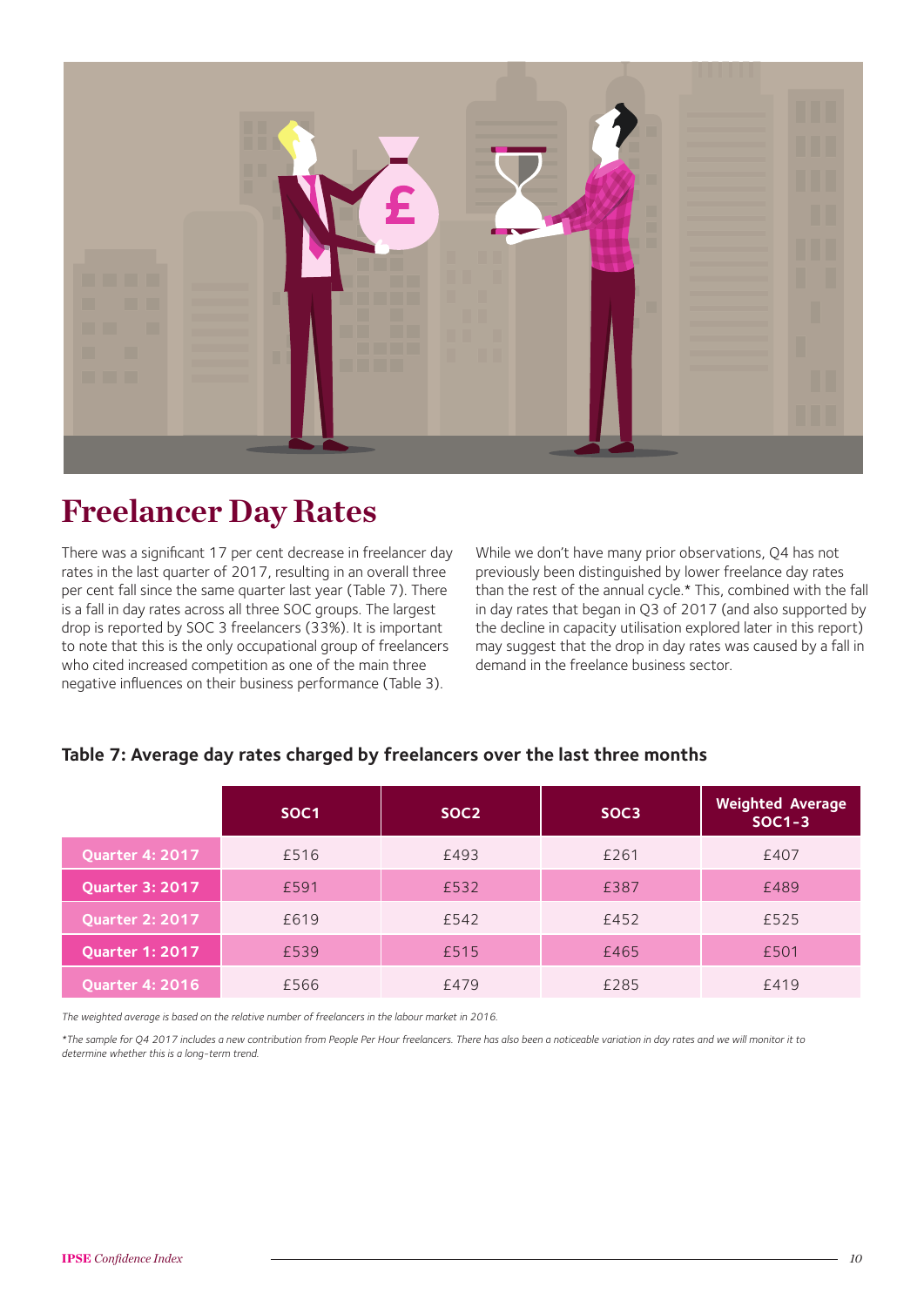# Freelancer Day Rates

There was a significant 17 per cent decrease in freelancer day rates in the last quarter of 2017, resulting in an overall three per cent fall since the same quarter last year (Table 7). There is a fall in day rates across all three SOC groups. The largest drop is reported by SOC 3 freelancers (33%). It is important to note that this is the only occupational group of freelancers who cited increased competition as one of the main three negative influences on their business performance (Table 3).

While we don't have many prior observations, Q4 has not previously been distinguished by lower freelance day rates than the rest of the annual cycle.* This, combined with the fall in day rates that began in Q3 of 2017 (and also supported by the decline in capacity utilisation explored later in this report) may suggest that the drop in day rates was caused by a fall in demand in the freelance business sector.

### Table 7: Average day rates charged by freelancers over the last three months

| | SOC1 | SOC2 | SOC3 | Weighted Average SOC1-3 |
|---|---|---|---|---|
| Quarter 4: 2017 | £516 | £493 | £261 | £407 |
| Quarter 3: 2017 | £591 | £532 | £387 | £489 |
| Quarter 2: 2017 | £619 | £542 | £452 | £525 |
| Quarter 1: 2017 | £539 | £515 | £465 | £501 |
| Quarter 4: 2016 | £566 | £479 | £285 | £419 |

*The weighted average is based on the relative number of freelancers in the labour market in 2016.*

*\*The sample for Q4 2017 includes a new contribution from People Per Hour freelancers. There has also been a noticeable variation in day rates and we will monitor it to determine whether this is a long-term trend.*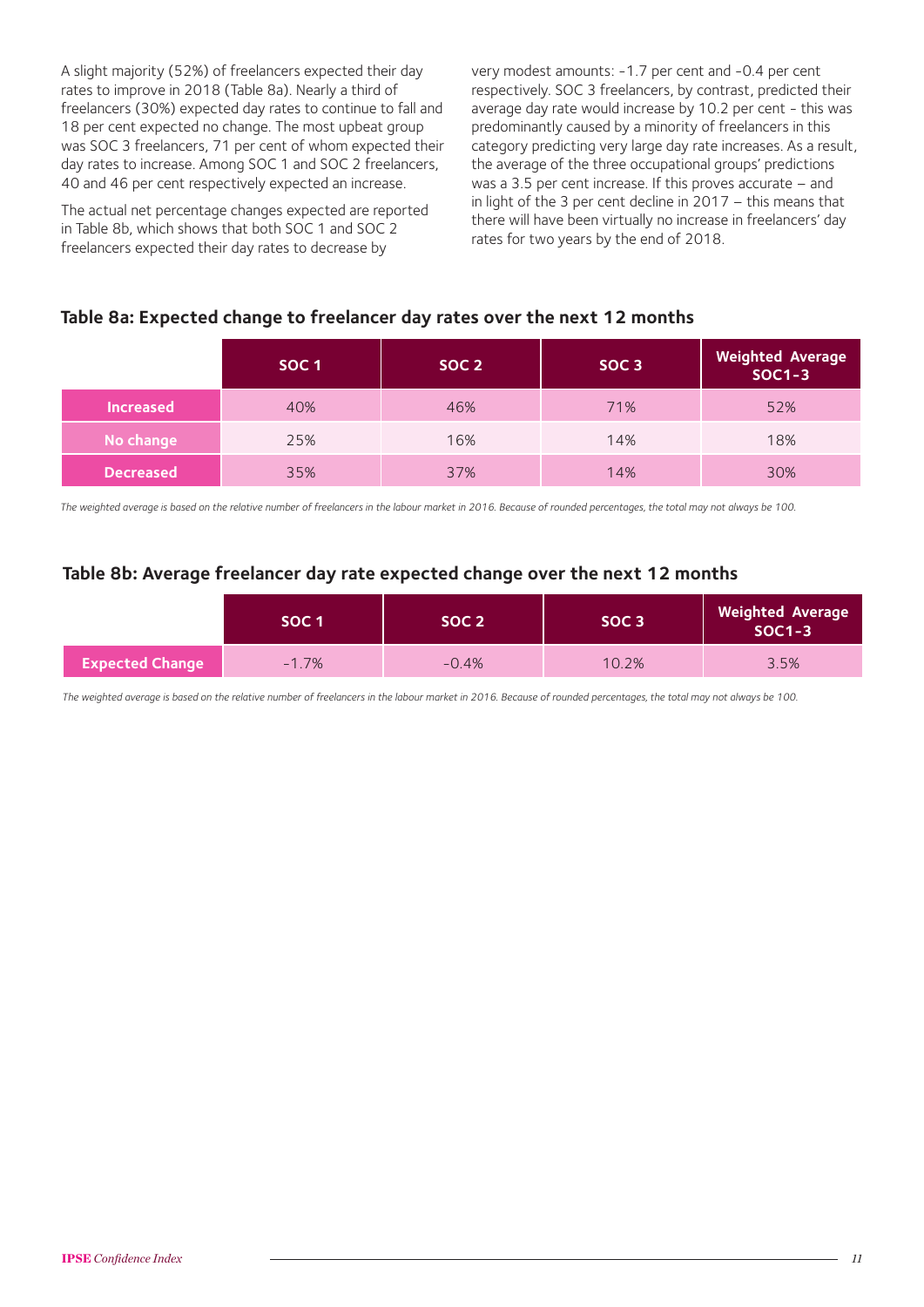A slight majority (52%) of freelancers expected their day rates to improve in 2018 (Table 8a). Nearly a third of freelancers (30%) expected day rates to continue to fall and 18 per cent expected no change. The most upbeat group was SOC 3 freelancers, 71 per cent of whom expected their day rates to increase. Among SOC 1 and SOC 2 freelancers, 40 and 46 per cent respectively expected an increase.

The actual net percentage changes expected are reported in Table 8b, which shows that both SOC 1 and SOC 2 freelancers expected their day rates to decrease by very modest amounts: -1.7 per cent and -0.4 per cent respectively. SOC 3 freelancers, by contrast, predicted their average day rate would increase by 10.2 per cent - this was predominantly caused by a minority of freelancers in this category predicting very large day rate increases. As a result, the average of the three occupational groups' predictions was a 3.5 per cent increase. If this proves accurate – and in light of the 3 per cent decline in 2017 – this means that there will have been virtually no increase in freelancers' day rates for two years by the end of 2018.

### Table 8a: Expected change to freelancer day rates over the next 12 months

| | SOC 1 | SOC 2 | SOC 3 | Weighted Average SOC1-3 |
|---|---|---|---|---|
| **Increased** | 40% | 46% | 71% | 52% |
| **No change** | 25% | 16% | 14% | 18% |
| **Decreased** | 35% | 37% | 14% | 30% |

*The weighted average is based on the relative number of freelancers in the labour market in 2016. Because of rounded percentages, the total may not always be 100.*

### Table 8b: Average freelancer day rate expected change over the next 12 months

| | SOC 1 | SOC 2 | SOC 3 | Weighted Average SOC1-3 |
|---|---|---|---|---|
| **Expected Change** | -1.7% | -0.4% | 10.2% | 3.5% |

*The weighted average is based on the relative number of freelancers in the labour market in 2016. Because of rounded percentages, the total may not always be 100.*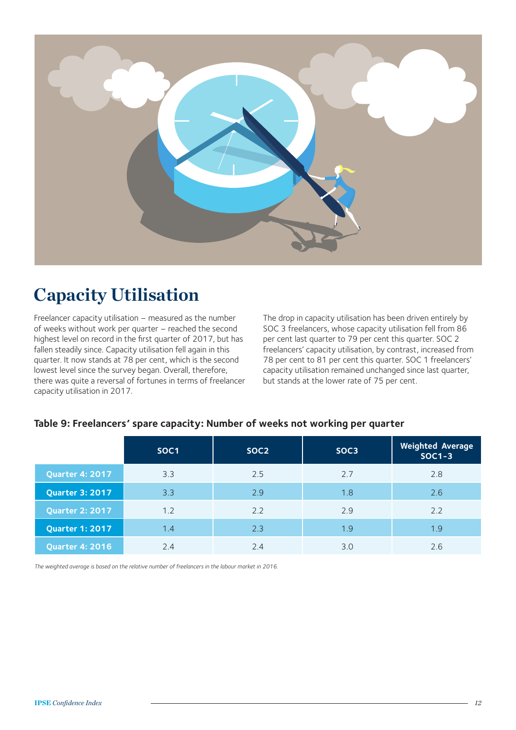# Capacity Utilisation

Freelancer capacity utilisation – measured as the number of weeks without work per quarter – reached the second highest level on record in the first quarter of 2017, but has fallen steadily since. Capacity utilisation fell again in this quarter. It now stands at 78 per cent, which is the second lowest level since the survey began. Overall, therefore, there was quite a reversal of fortunes in terms of freelancer capacity utilisation in 2017.

The drop in capacity utilisation has been driven entirely by SOC 3 freelancers, whose capacity utilisation fell from 86 per cent last quarter to 79 per cent this quarter. SOC 2 freelancers' capacity utilisation, by contrast, increased from 78 per cent to 81 per cent this quarter. SOC 1 freelancers' capacity utilisation remained unchanged since last quarter, but stands at the lower rate of 75 per cent.

### Table 9: Freelancers' spare capacity: Number of weeks not working per quarter

| | SOC1 | SOC2 | SOC3 | Weighted Average SOC1-3 |
|---|---|---|---|---|
| Quarter 4: 2017 | 3.3 | 2.5 | 2.7 | 2.8 |
| Quarter 3: 2017 | 3.3 | 2.9 | 1.8 | 2.6 |
| Quarter 2: 2017 | 1.2 | 2.2 | 2.9 | 2.2 |
| Quarter 1: 2017 | 1.4 | 2.3 | 1.9 | 1.9 |
| Quarter 4: 2016 | 2.4 | 2.4 | 3.0 | 2.6 |

*The weighted average is based on the relative number of freelancers in the labour market in 2016.*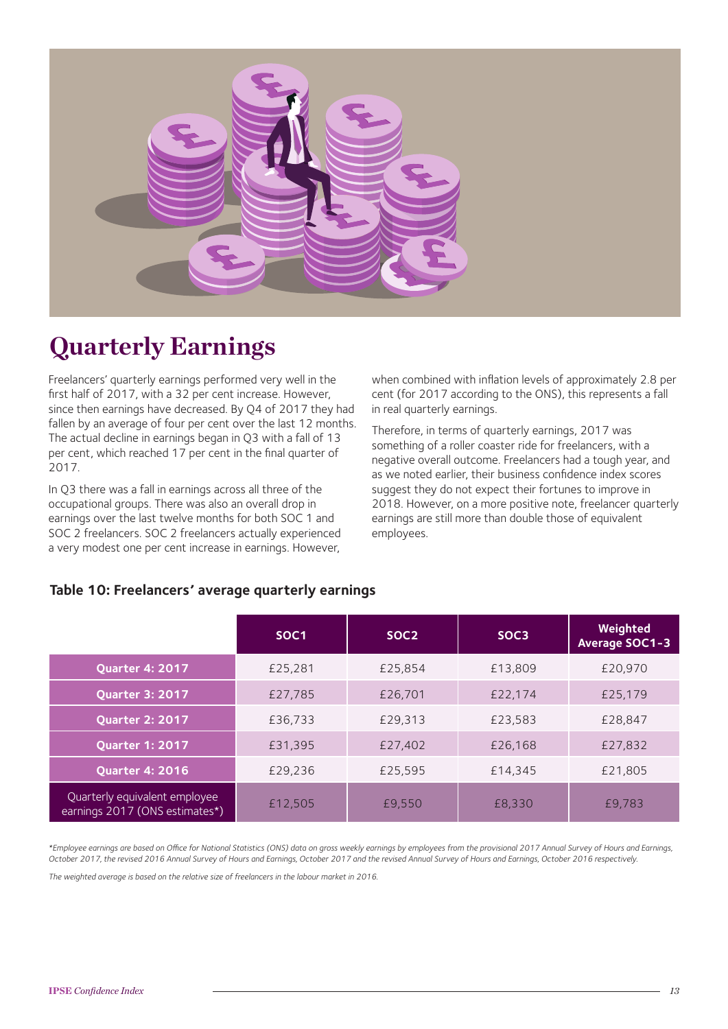# Quarterly Earnings

Freelancers' quarterly earnings performed very well in the first half of 2017, with a 32 per cent increase. However, since then earnings have decreased. By Q4 of 2017 they had fallen by an average of four per cent over the last 12 months. The actual decline in earnings began in Q3 with a fall of 13 per cent, which reached 17 per cent in the final quarter of 2017.

In Q3 there was a fall in earnings across all three of the occupational groups. There was also an overall drop in earnings over the last twelve months for both SOC 1 and SOC 2 freelancers. SOC 2 freelancers actually experienced a very modest one per cent increase in earnings. However, when combined with inflation levels of approximately 2.8 per cent (for 2017 according to the ONS), this represents a fall in real quarterly earnings.

Therefore, in terms of quarterly earnings, 2017 was something of a roller coaster ride for freelancers, with a negative overall outcome. Freelancers had a tough year, and as we noted earlier, their business confidence index scores suggest they do not expect their fortunes to improve in 2018. However, on a more positive note, freelancer quarterly earnings are still more than double those of equivalent employees.

**Table 10: Freelancers' average quarterly earnings**

| | SOC1 | SOC2 | SOC3 | Weighted Average SOC1-3 |
|---|---|---|---|---|
| Quarter 4: 2017 | £25,281 | £25,854 | £13,809 | £20,970 |
| Quarter 3: 2017 | £27,785 | £26,701 | £22,174 | £25,179 |
| Quarter 2: 2017 | £36,733 | £29,313 | £23,583 | £28,847 |
| Quarter 1: 2017 | £31,395 | £27,402 | £26,168 | £27,832 |
| Quarter 4: 2016 | £29,236 | £25,595 | £14,345 | £21,805 |
| Quarterly equivalent employee earnings 2017 (ONS estimates*) | £12,505 | £9,550 | £8,330 | £9,783 |

*\*Employee earnings are based on Office for National Statistics (ONS) data on gross weekly earnings by employees from the provisional 2017 Annual Survey of Hours and Earnings, October 2017, the revised 2016 Annual Survey of Hours and Earnings, October 2017 and the revised Annual Survey of Hours and Earnings, October 2016 respectively.*

*The weighted average is based on the relative size of freelancers in the labour market in 2016.*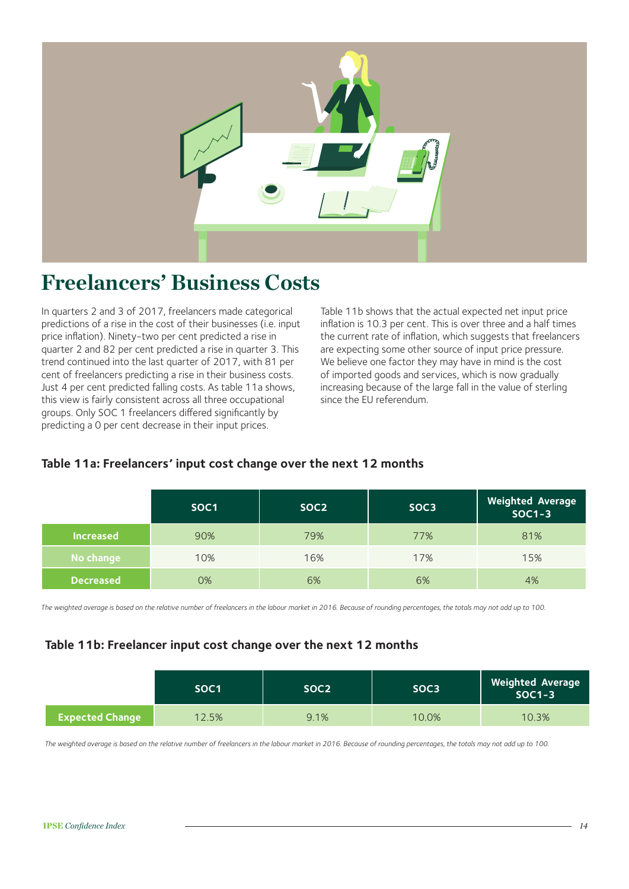# Freelancers' Business Costs

In quarters 2 and 3 of 2017, freelancers made categorical predictions of a rise in the cost of their businesses (i.e. input price inflation). Ninety-two per cent predicted a rise in quarter 2 and 82 per cent predicted a rise in quarter 3. This trend continued into the last quarter of 2017, with 81 per cent of freelancers predicting a rise in their business costs. Just 4 per cent predicted falling costs. As table 11a shows, this view is fairly consistent across all three occupational groups. Only SOC 1 freelancers differed significantly by predicting a 0 per cent decrease in their input prices.

Table 11b shows that the actual expected net input price inflation is 10.3 per cent. This is over three and a half times the current rate of inflation, which suggests that freelancers are expecting some other source of input price pressure. We believe one factor they may have in mind is the cost of imported goods and services, which is now gradually increasing because of the large fall in the value of sterling since the EU referendum.

### Table 11a: Freelancers' input cost change over the next 12 months

| | SOC1 | SOC2 | SOC3 | Weighted Average SOC1-3 |
|---|---|---|---|---|
| Increased | 90% | 79% | 77% | 81% |
| No change | 10% | 16% | 17% | 15% |
| Decreased | 0% | 6% | 6% | 4% |

*The weighted average is based on the relative number of freelancers in the labour market in 2016. Because of rounding percentages, the totals may not add up to 100.*

### Table 11b: Freelancer input cost change over the next 12 months

| | SOC1 | SOC2 | SOC3 | Weighted Average SOC1-3 |
|---|---|---|---|---|
| Expected Change | 12.5% | 9.1% | 10.0% | 10.3% |

*The weighted average is based on the relative number of freelancers in the labour market in 2016. Because of rounding percentages, the totals may not add up to 100.*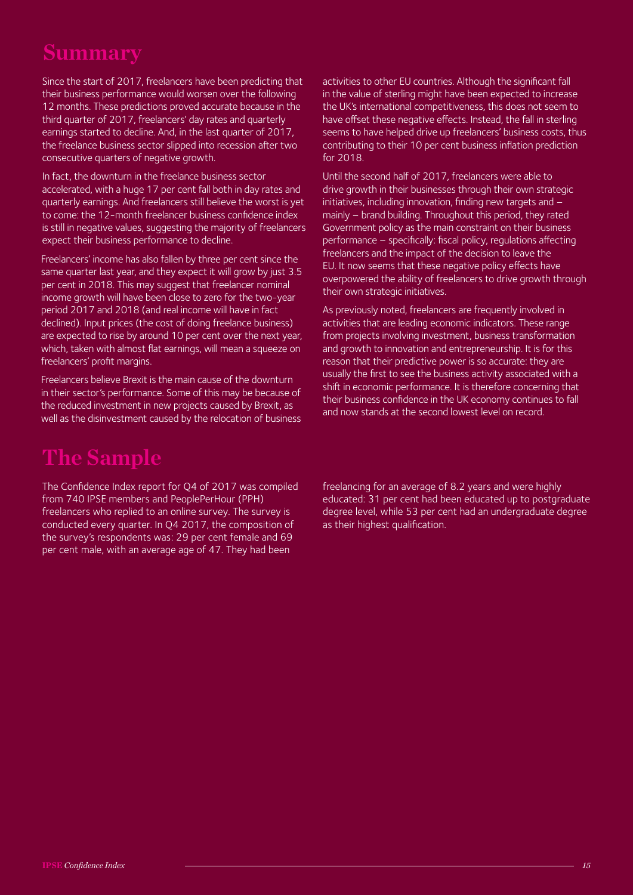## Summary

Since the start of 2017, freelancers have been predicting that their business performance would worsen over the following 12 months. These predictions proved accurate because in the third quarter of 2017, freelancers' day rates and quarterly earnings started to decline. And, in the last quarter of 2017, the freelance business sector slipped into recession after two consecutive quarters of negative growth.

In fact, the downturn in the freelance business sector accelerated, with a huge 17 per cent fall both in day rates and quarterly earnings. And freelancers still believe the worst is yet to come: the 12-month freelancer business confidence index is still in negative values, suggesting the majority of freelancers expect their business performance to decline.

Freelancers' income has also fallen by three per cent since the same quarter last year, and they expect it will grow by just 3.5 per cent in 2018. This may suggest that freelancer nominal income growth will have been close to zero for the two-year period 2017 and 2018 (and real income will have in fact declined). Input prices (the cost of doing freelance business) are expected to rise by around 10 per cent over the next year, which, taken with almost flat earnings, will mean a squeeze on freelancers' profit margins.

Freelancers believe Brexit is the main cause of the downturn in their sector's performance. Some of this may be because of the reduced investment in new projects caused by Brexit, as well as the disinvestment caused by the relocation of business activities to other EU countries. Although the significant fall in the value of sterling might have been expected to increase the UK's international competitiveness, this does not seem to have offset these negative effects. Instead, the fall in sterling seems to have helped drive up freelancers' business costs, thus contributing to their 10 per cent business inflation prediction for 2018.

Until the second half of 2017, freelancers were able to drive growth in their businesses through their own strategic initiatives, including innovation, finding new targets and – mainly – brand building. Throughout this period, they rated Government policy as the main constraint on their business performance – specifically: fiscal policy, regulations affecting freelancers and the impact of the decision to leave the EU. It now seems that these negative policy effects have overpowered the ability of freelancers to drive growth through their own strategic initiatives.

As previously noted, freelancers are frequently involved in activities that are leading economic indicators. These range from projects involving investment, business transformation and growth to innovation and entrepreneurship. It is for this reason that their predictive power is so accurate: they are usually the first to see the business activity associated with a shift in economic performance. It is therefore concerning that their business confidence in the UK economy continues to fall and now stands at the second lowest level on record.

## The Sample

The Confidence Index report for Q4 of 2017 was compiled from 740 IPSE members and PeoplePerHour (PPH) freelancers who replied to an online survey. The survey is conducted every quarter. In Q4 2017, the composition of the survey's respondents was: 29 per cent female and 69 per cent male, with an average age of 47. They had been freelancing for an average of 8.2 years and were highly educated: 31 per cent had been educated up to postgraduate degree level, while 53 per cent had an undergraduate degree as their highest qualification.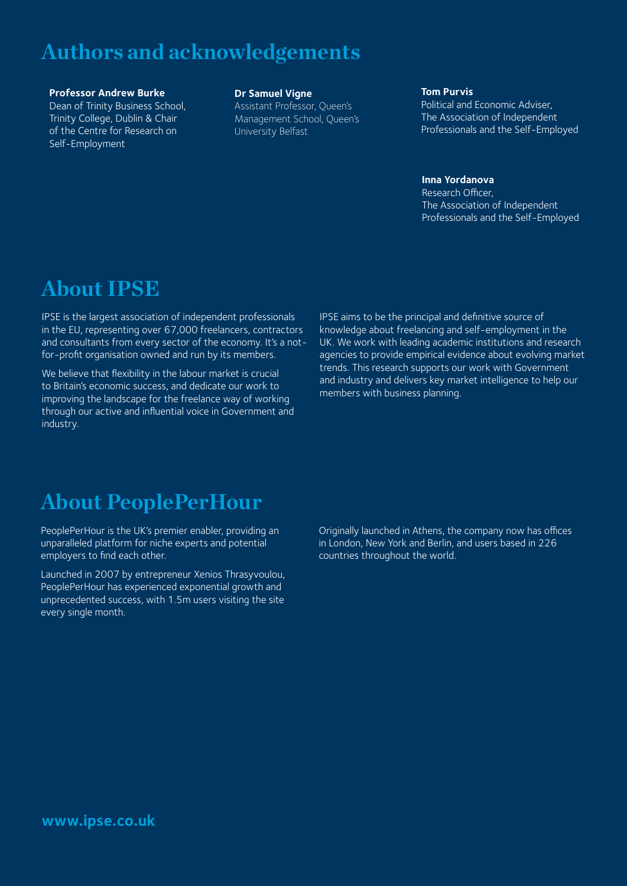# Authors and acknowledgements

**Professor Andrew Burke**
Dean of Trinity Business School, Trinity College, Dublin & Chair of the Centre for Research on Self-Employment

**Dr Samuel Vigne**
Assistant Professor, Queen's Management School, Queen's University Belfast

**Tom Purvis**
Political and Economic Adviser, The Association of Independent Professionals and the Self-Employed

**Inna Yordanova**
Research Officer, The Association of Independent Professionals and the Self-Employed

# About IPSE

IPSE is the largest association of independent professionals in the EU, representing over 67,000 freelancers, contractors and consultants from every sector of the economy. It's a not-for-profit organisation owned and run by its members.

We believe that flexibility in the labour market is crucial to Britain's economic success, and dedicate our work to improving the landscape for the freelance way of working through our active and influential voice in Government and industry.

IPSE aims to be the principal and definitive source of knowledge about freelancing and self-employment in the UK. We work with leading academic institutions and research agencies to provide empirical evidence about evolving market trends. This research supports our work with Government and industry and delivers key market intelligence to help our members with business planning.

# About PeoplePerHour

PeoplePerHour is the UK's premier enabler, providing an unparalleled platform for niche experts and potential employers to find each other.

Launched in 2007 by entrepreneur Xenios Thrasyvoulou, PeoplePerHour has experienced exponential growth and unprecedented success, with 1.5m users visiting the site every single month.

Originally launched in Athens, the company now has offices in London, New York and Berlin, and users based in 226 countries throughout the world.

**www.ipse.co.uk**